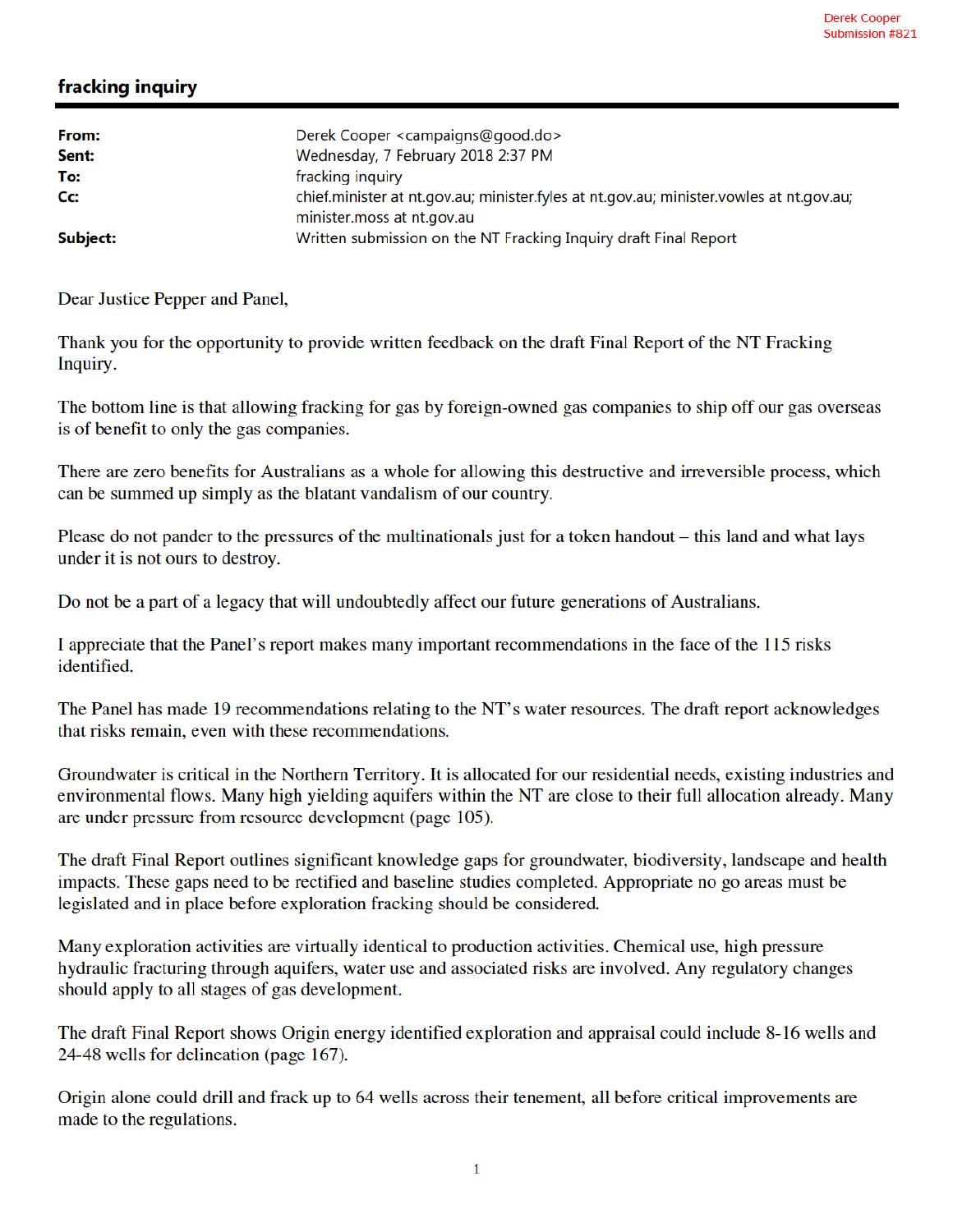Derek Cooper
Submission #821

# fracking inquiry

| | |
|---|---|
| **From:** | Derek Cooper <campaigns@good.do> |
| **Sent:** | Wednesday, 7 February 2018 2:37 PM |
| **To:** | fracking inquiry |
| **Cc:** | chief.minister at nt.gov.au; minister.fyles at nt.gov.au; minister.vowles at nt.gov.au; minister.moss at nt.gov.au |
| **Subject:** | Written submission on the NT Fracking Inquiry draft Final Report |

Dear Justice Pepper and Panel,

Thank you for the opportunity to provide written feedback on the draft Final Report of the NT Fracking Inquiry.

The bottom line is that allowing fracking for gas by foreign-owned gas companies to ship off our gas overseas is of benefit to only the gas companies.

There are zero benefits for Australians as a whole for allowing this destructive and irreversible process, which can be summed up simply as the blatant vandalism of our country.

Please do not pander to the pressures of the multinationals just for a token handout – this land and what lays under it is not ours to destroy.

Do not be a part of a legacy that will undoubtedly affect our future generations of Australians.

I appreciate that the Panel's report makes many important recommendations in the face of the 115 risks identified.

The Panel has made 19 recommendations relating to the NT's water resources. The draft report acknowledges that risks remain, even with these recommendations.

Groundwater is critical in the Northern Territory. It is allocated for our residential needs, existing industries and environmental flows. Many high yielding aquifers within the NT are close to their full allocation already. Many are under pressure from resource development (page 105).

The draft Final Report outlines significant knowledge gaps for groundwater, biodiversity, landscape and health impacts. These gaps need to be rectified and baseline studies completed. Appropriate no go areas must be legislated and in place before exploration fracking should be considered.

Many exploration activities are virtually identical to production activities. Chemical use, high pressure hydraulic fracturing through aquifers, water use and associated risks are involved. Any regulatory changes should apply to all stages of gas development.

The draft Final Report shows Origin energy identified exploration and appraisal could include 8-16 wells and 24-48 wells for delineation (page 167).

Origin alone could drill and frack up to 64 wells across their tenement, all before critical improvements are made to the regulations.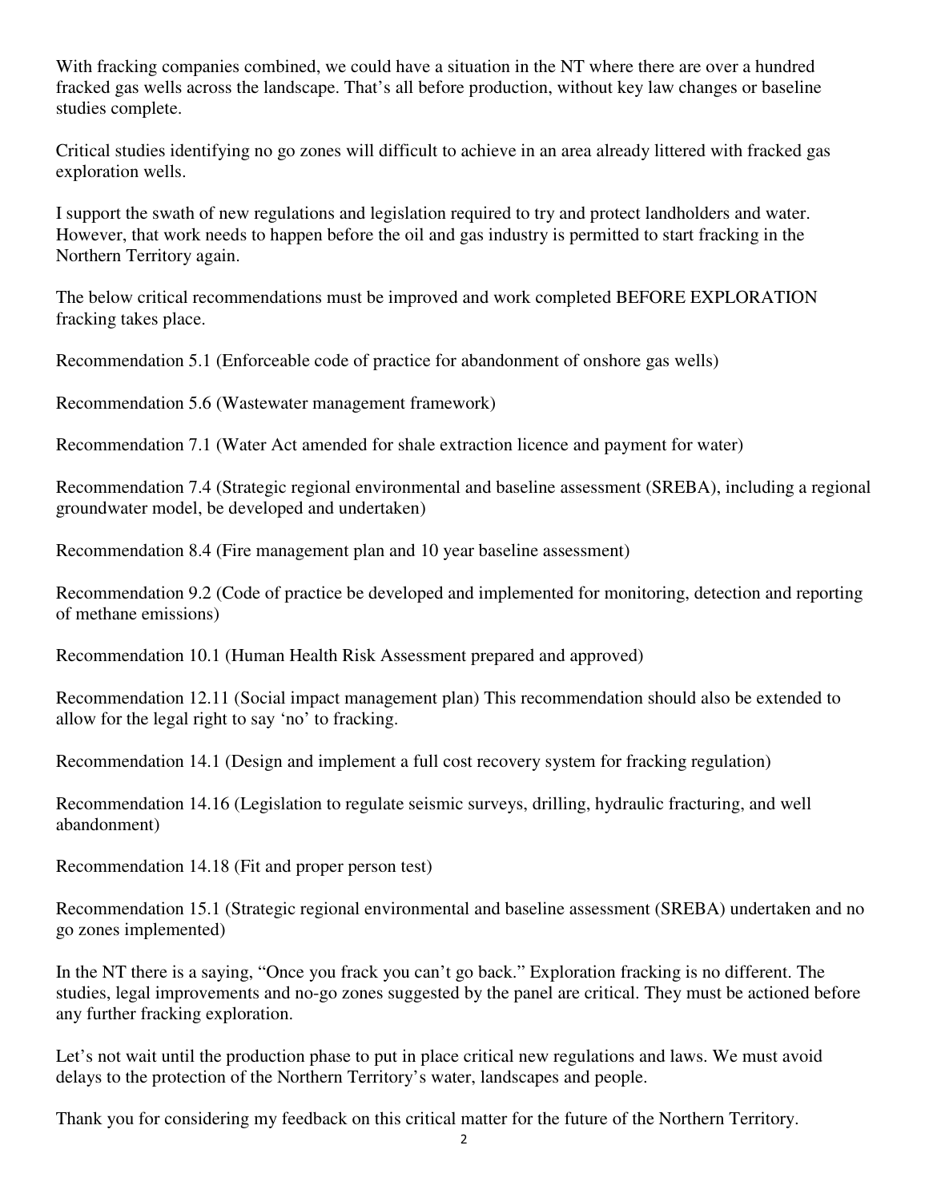With fracking companies combined, we could have a situation in the NT where there are over a hundred fracked gas wells across the landscape. That's all before production, without key law changes or baseline studies complete.

Critical studies identifying no go zones will difficult to achieve in an area already littered with fracked gas exploration wells.

I support the swath of new regulations and legislation required to try and protect landholders and water. However, that work needs to happen before the oil and gas industry is permitted to start fracking in the Northern Territory again.

The below critical recommendations must be improved and work completed BEFORE EXPLORATION fracking takes place.

Recommendation 5.1 (Enforceable code of practice for abandonment of onshore gas wells)

Recommendation 5.6 (Wastewater management framework)

Recommendation 7.1 (Water Act amended for shale extraction licence and payment for water)

Recommendation 7.4 (Strategic regional environmental and baseline assessment (SREBA), including a regional groundwater model, be developed and undertaken)

Recommendation 8.4 (Fire management plan and 10 year baseline assessment)

Recommendation 9.2 (Code of practice be developed and implemented for monitoring, detection and reporting of methane emissions)

Recommendation 10.1 (Human Health Risk Assessment prepared and approved)

Recommendation 12.11 (Social impact management plan) This recommendation should also be extended to allow for the legal right to say 'no' to fracking.

Recommendation 14.1 (Design and implement a full cost recovery system for fracking regulation)

Recommendation 14.16 (Legislation to regulate seismic surveys, drilling, hydraulic fracturing, and well abandonment)

Recommendation 14.18 (Fit and proper person test)

Recommendation 15.1 (Strategic regional environmental and baseline assessment (SREBA) undertaken and no go zones implemented)

In the NT there is a saying, "Once you frack you can't go back." Exploration fracking is no different. The studies, legal improvements and no-go zones suggested by the panel are critical. They must be actioned before any further fracking exploration.

Let's not wait until the production phase to put in place critical new regulations and laws. We must avoid delays to the protection of the Northern Territory's water, landscapes and people.

Thank you for considering my feedback on this critical matter for the future of the Northern Territory.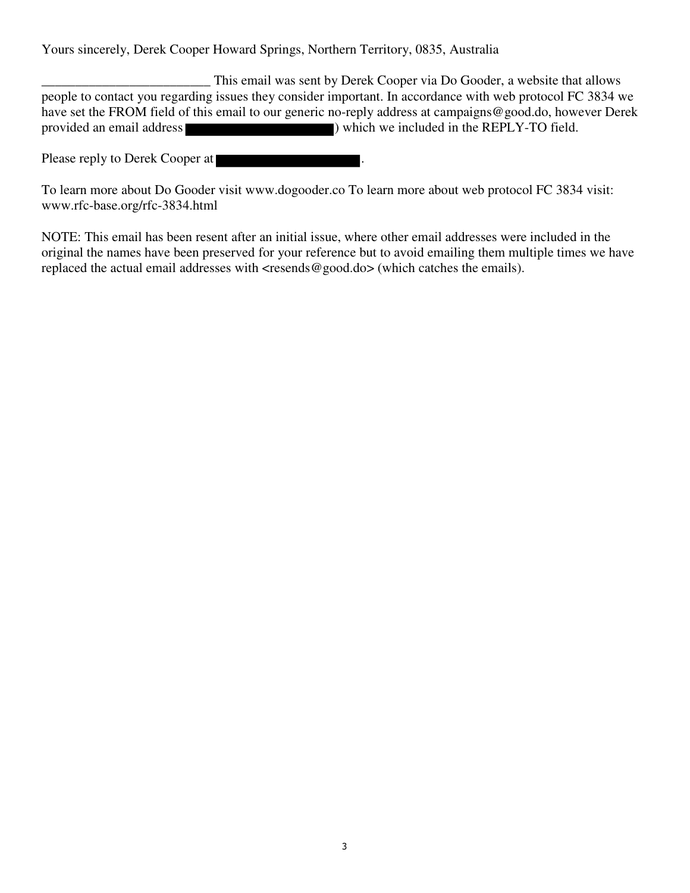Yours sincerely, Derek Cooper Howard Springs, Northern Territory, 0835, Australia

_________________________ This email was sent by Derek Cooper via Do Gooder, a website that allows people to contact you regarding issues they consider important. In accordance with web protocol FC 3834 we have set the FROM field of this email to our generic no-reply address at campaigns@good.do, however Derek provided an email address ██████████████) which we included in the REPLY-TO field.

Please reply to Derek Cooper at ██████████████.

To learn more about Do Gooder visit www.dogooder.co To learn more about web protocol FC 3834 visit: www.rfc-base.org/rfc-3834.html

NOTE: This email has been resent after an initial issue, where other email addresses were included in the original the names have been preserved for your reference but to avoid emailing them multiple times we have replaced the actual email addresses with <resends@good.do> (which catches the emails).